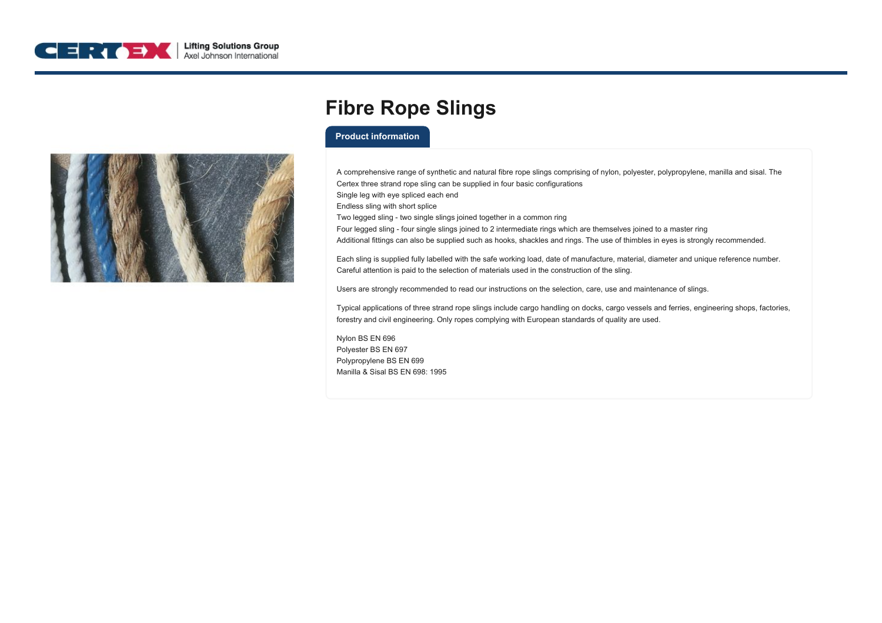# Fibre Rope Slings

## Product information

A comprehensive range of synthetic and natural fibre rope slings comprising of nylon, polyester, polypropylene, manilla and sisal. The Certex three strand rope sling can be supplied in four basic configurations
Single leg with eye spliced each end
Endless sling with short splice
Two legged sling - two single slings joined together in a common ring
Four legged sling - four single slings joined to 2 intermediate rings which are themselves joined to a master ring
Additional fittings can also be supplied such as hooks, shackles and rings. The use of thimbles in eyes is strongly recommended.

Each sling is supplied fully labelled with the safe working load, date of manufacture, material, diameter and unique reference number. Careful attention is paid to the selection of materials used in the construction of the sling.

Users are strongly recommended to read our instructions on the selection, care, use and maintenance of slings.

Typical applications of three strand rope slings include cargo handling on docks, cargo vessels and ferries, engineering shops, factories, forestry and civil engineering. Only ropes complying with European standards of quality are used.

Nylon BS EN 696
Polyester BS EN 697
Polypropylene BS EN 699
Manilla & Sisal BS EN 698: 1995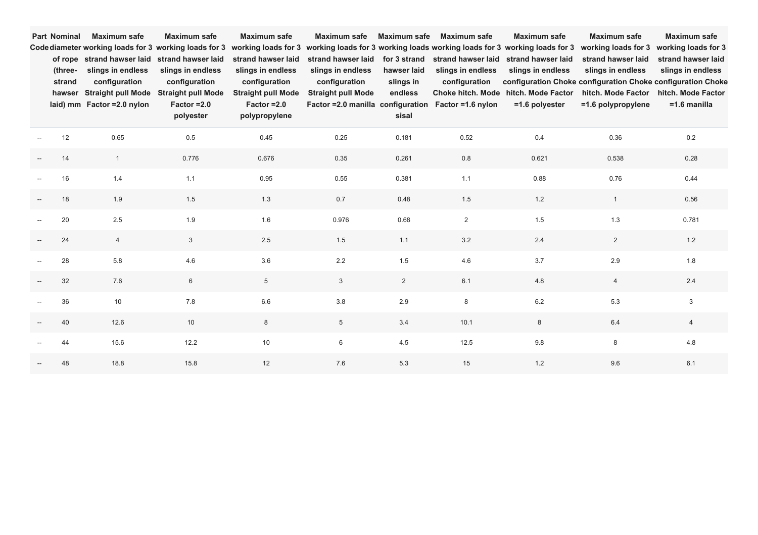| Part Code | Nominal diameter of rope (three-strand hawser laid) mm | Maximum safe working loads for 3 strand hawser laid slings in endless configuration Straight pull Mode Factor =2.0 nylon | Maximum safe working loads for 3 strand hawser laid slings in endless configuration Straight pull Mode Factor =2.0 polyester | Maximum safe working loads for 3 strand hawser laid slings in endless configuration Straight pull Mode Factor =2.0 polypropylene | Maximum safe working loads for 3 strand hawser laid slings in endless configuration Straight pull Mode Factor =2.0 manilla | Maximum safe working loads for 3 strand hawser laid slings in endless configuration sisal | Maximum safe working loads for 3 strand hawser laid slings in endless configuration Choke hitch. Mode Factor =1.6 nylon | Maximum safe working loads for 3 strand hawser laid slings in endless configuration Choke hitch. Mode Factor =1.6 polyester | Maximum safe working loads for 3 strand hawser laid slings in endless configuration Choke hitch. Mode Factor =1.6 polypropylene | Maximum safe working loads for 3 strand hawser laid slings in endless configuration Choke hitch. Mode Factor =1.6 manilla |
|---|---|---|---|---|---|---|---|---|---|---|
| -- | 12 | 0.65 | 0.5 | 0.45 | 0.25 | 0.181 | 0.52 | 0.4 | 0.36 | 0.2 |
| -- | 14 | 1 | 0.776 | 0.676 | 0.35 | 0.261 | 0.8 | 0.621 | 0.538 | 0.28 |
| -- | 16 | 1.4 | 1.1 | 0.95 | 0.55 | 0.381 | 1.1 | 0.88 | 0.76 | 0.44 |
| -- | 18 | 1.9 | 1.5 | 1.3 | 0.7 | 0.48 | 1.5 | 1.2 | 1 | 0.56 |
| -- | 20 | 2.5 | 1.9 | 1.6 | 0.976 | 0.68 | 2 | 1.5 | 1.3 | 0.781 |
| -- | 24 | 4 | 3 | 2.5 | 1.5 | 1.1 | 3.2 | 2.4 | 2 | 1.2 |
| -- | 28 | 5.8 | 4.6 | 3.6 | 2.2 | 1.5 | 4.6 | 3.7 | 2.9 | 1.8 |
| -- | 32 | 7.6 | 6 | 5 | 3 | 2 | 6.1 | 4.8 | 4 | 2.4 |
| -- | 36 | 10 | 7.8 | 6.6 | 3.8 | 2.9 | 8 | 6.2 | 5.3 | 3 |
| -- | 40 | 12.6 | 10 | 8 | 5 | 3.4 | 10.1 | 8 | 6.4 | 4 |
| -- | 44 | 15.6 | 12.2 | 10 | 6 | 4.5 | 12.5 | 9.8 | 8 | 4.8 |
| -- | 48 | 18.8 | 15.8 | 12 | 7.6 | 5.3 | 15 | 1.2 | 9.6 | 6.1 |